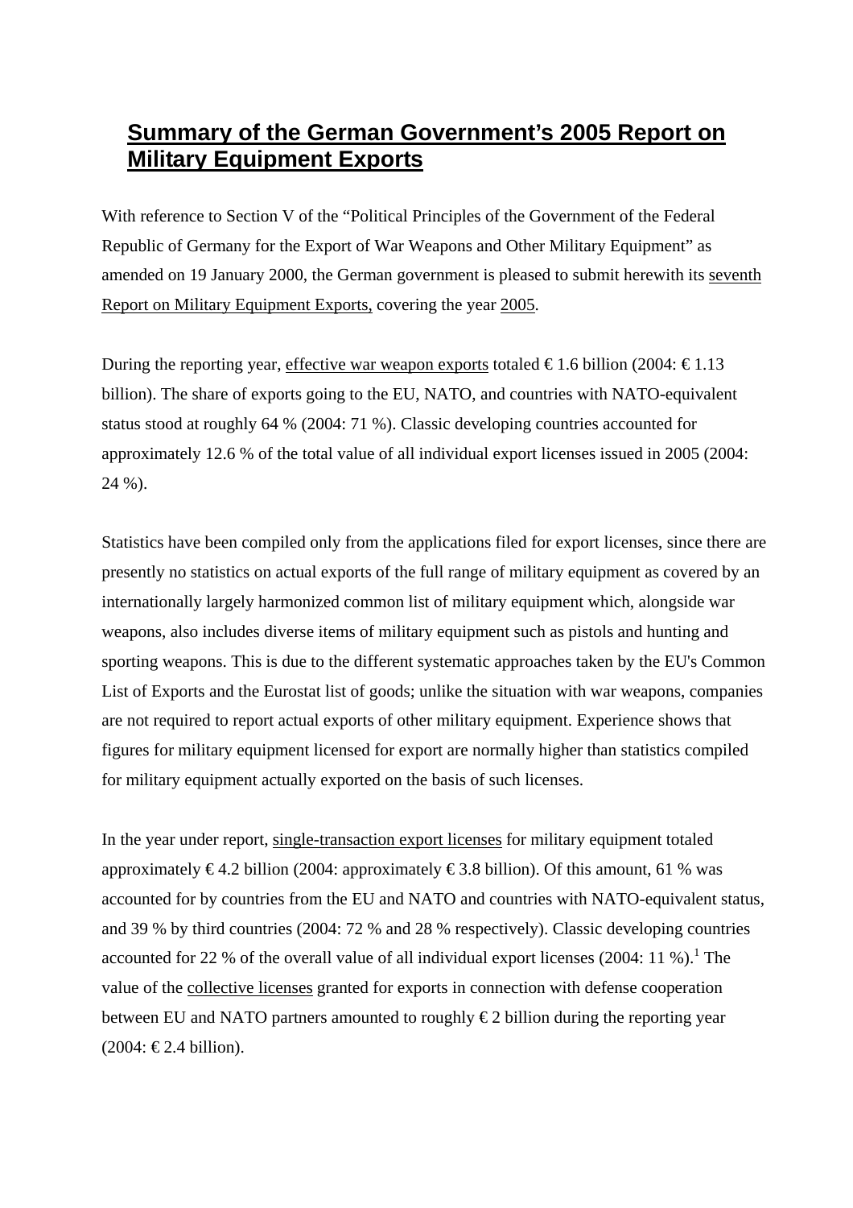# Summary of the German Government's 2005 Report on Military Equipment Exports

With reference to Section V of the "Political Principles of the Government of the Federal Republic of Germany for the Export of War Weapons and Other Military Equipment" as amended on 19 January 2000, the German government is pleased to submit herewith its seventh Report on Military Equipment Exports, covering the year 2005.

During the reporting year, effective war weapon exports totaled € 1.6 billion (2004: € 1.13 billion). The share of exports going to the EU, NATO, and countries with NATO-equivalent status stood at roughly 64 % (2004: 71 %). Classic developing countries accounted for approximately 12.6 % of the total value of all individual export licenses issued in 2005 (2004: 24 %).

Statistics have been compiled only from the applications filed for export licenses, since there are presently no statistics on actual exports of the full range of military equipment as covered by an internationally largely harmonized common list of military equipment which, alongside war weapons, also includes diverse items of military equipment such as pistols and hunting and sporting weapons. This is due to the different systematic approaches taken by the EU's Common List of Exports and the Eurostat list of goods; unlike the situation with war weapons, companies are not required to report actual exports of other military equipment. Experience shows that figures for military equipment licensed for export are normally higher than statistics compiled for military equipment actually exported on the basis of such licenses.

In the year under report, single-transaction export licenses for military equipment totaled approximately € 4.2 billion (2004: approximately € 3.8 billion). Of this amount, 61 % was accounted for by countries from the EU and NATO and countries with NATO-equivalent status, and 39 % by third countries (2004: 72 % and 28 % respectively). Classic developing countries accounted for 22 % of the overall value of all individual export licenses (2004: 11 %).[1] The value of the collective licenses granted for exports in connection with defense cooperation between EU and NATO partners amounted to roughly € 2 billion during the reporting year (2004: € 2.4 billion).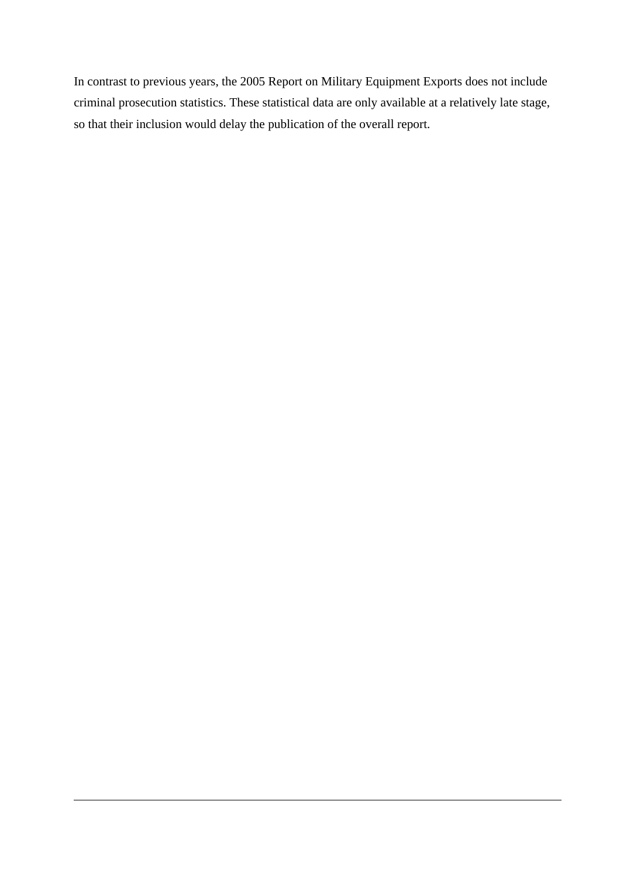In contrast to previous years, the 2005 Report on Military Equipment Exports does not include criminal prosecution statistics. These statistical data are only available at a relatively late stage, so that their inclusion would delay the publication of the overall report.